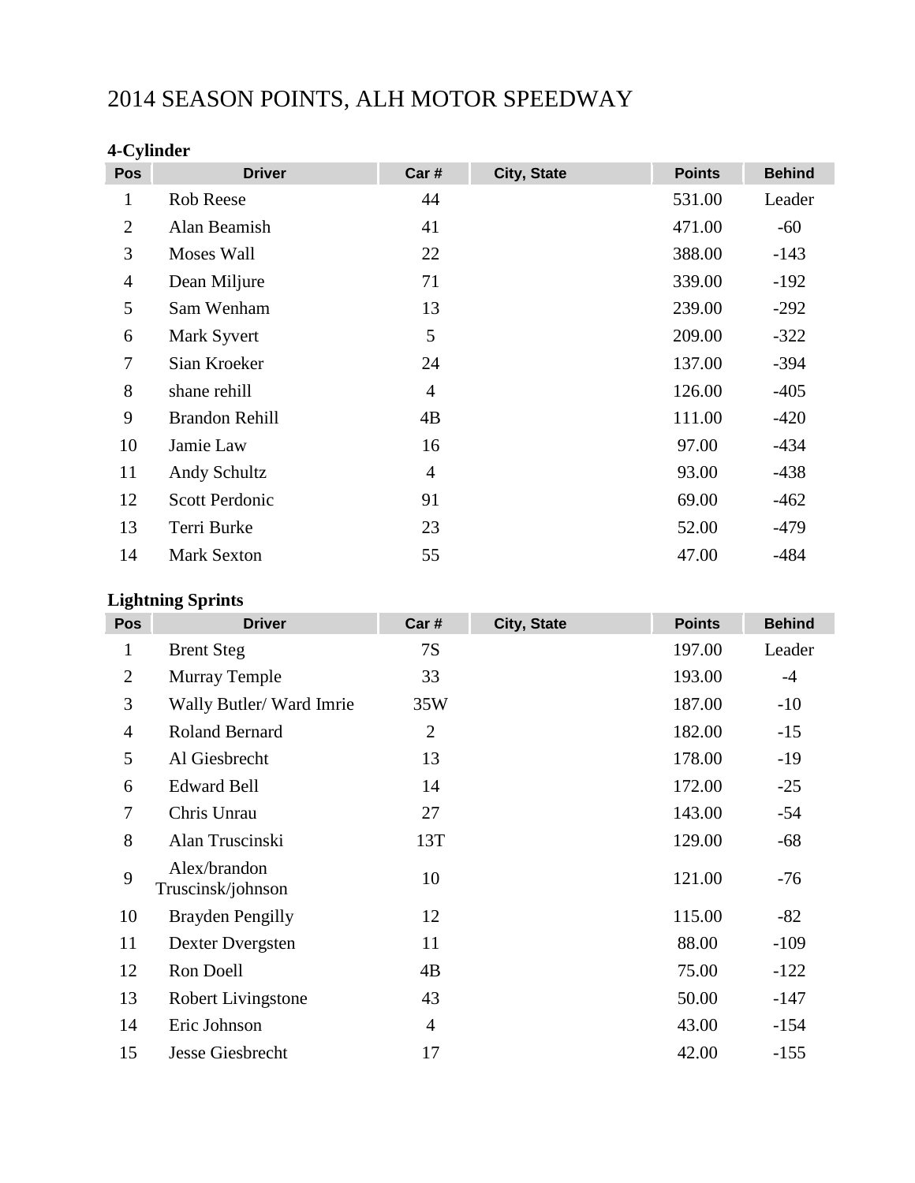# 2014 SEASON POINTS, ALH MOTOR SPEEDWAY

### 4-Cylinder

| Pos | Driver | Car # | City, State | Points | Behind |
|---|---|---|---|---|---|
| 1 | Rob Reese | 44 | | 531.00 | Leader |
| 2 | Alan Beamish | 41 | | 471.00 | -60 |
| 3 | Moses Wall | 22 | | 388.00 | -143 |
| 4 | Dean Miljure | 71 | | 339.00 | -192 |
| 5 | Sam Wenham | 13 | | 239.00 | -292 |
| 6 | Mark Syvert | 5 | | 209.00 | -322 |
| 7 | Sian Kroeker | 24 | | 137.00 | -394 |
| 8 | shane rehill | 4 | | 126.00 | -405 |
| 9 | Brandon Rehill | 4B | | 111.00 | -420 |
| 10 | Jamie Law | 16 | | 97.00 | -434 |
| 11 | Andy Schultz | 4 | | 93.00 | -438 |
| 12 | Scott Perdonic | 91 | | 69.00 | -462 |
| 13 | Terri Burke | 23 | | 52.00 | -479 |
| 14 | Mark Sexton | 55 | | 47.00 | -484 |

### Lightning Sprints

| Pos | Driver | Car # | City, State | Points | Behind |
|---|---|---|---|---|---|
| 1 | Brent Steg | 7S | | 197.00 | Leader |
| 2 | Murray Temple | 33 | | 193.00 | -4 |
| 3 | Wally Butler/ Ward Imrie | 35W | | 187.00 | -10 |
| 4 | Roland Bernard | 2 | | 182.00 | -15 |
| 5 | Al Giesbrecht | 13 | | 178.00 | -19 |
| 6 | Edward Bell | 14 | | 172.00 | -25 |
| 7 | Chris Unrau | 27 | | 143.00 | -54 |
| 8 | Alan Truscinski | 13T | | 129.00 | -68 |
| 9 | Alex/brandon Truscinsk/johnson | 10 | | 121.00 | -76 |
| 10 | Brayden Pengilly | 12 | | 115.00 | -82 |
| 11 | Dexter Dvergsten | 11 | | 88.00 | -109 |
| 12 | Ron Doell | 4B | | 75.00 | -122 |
| 13 | Robert Livingstone | 43 | | 50.00 | -147 |
| 14 | Eric Johnson | 4 | | 43.00 | -154 |
| 15 | Jesse Giesbrecht | 17 | | 42.00 | -155 |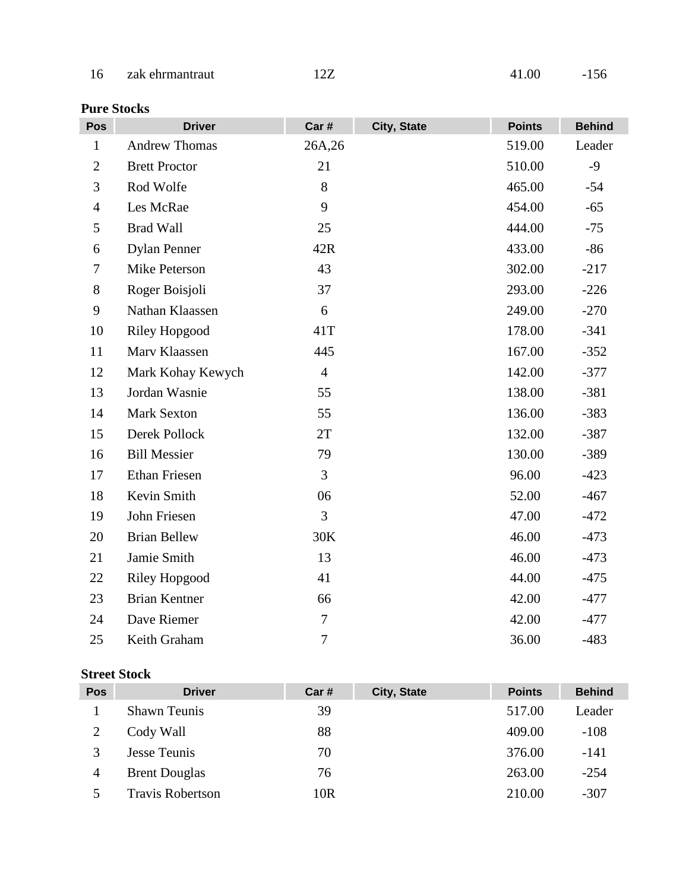| 16 | zak ehrmantraut | 12Z | | 41.00 | -156 |
|---|---|---|---|---|---|

**Pure Stocks**

| Pos | Driver | Car # | City, State | Points | Behind |
|---|---|---|---|---|---|
| 1 | Andrew Thomas | 26A,26 | | 519.00 | Leader |
| 2 | Brett Proctor | 21 | | 510.00 | -9 |
| 3 | Rod Wolfe | 8 | | 465.00 | -54 |
| 4 | Les McRae | 9 | | 454.00 | -65 |
| 5 | Brad Wall | 25 | | 444.00 | -75 |
| 6 | Dylan Penner | 42R | | 433.00 | -86 |
| 7 | Mike Peterson | 43 | | 302.00 | -217 |
| 8 | Roger Boisjoli | 37 | | 293.00 | -226 |
| 9 | Nathan Klaassen | 6 | | 249.00 | -270 |
| 10 | Riley Hopgood | 41T | | 178.00 | -341 |
| 11 | Marv Klaassen | 445 | | 167.00 | -352 |
| 12 | Mark Kohay Kewych | 4 | | 142.00 | -377 |
| 13 | Jordan Wasnie | 55 | | 138.00 | -381 |
| 14 | Mark Sexton | 55 | | 136.00 | -383 |
| 15 | Derek Pollock | 2T | | 132.00 | -387 |
| 16 | Bill Messier | 79 | | 130.00 | -389 |
| 17 | Ethan Friesen | 3 | | 96.00 | -423 |
| 18 | Kevin Smith | 06 | | 52.00 | -467 |
| 19 | John Friesen | 3 | | 47.00 | -472 |
| 20 | Brian Bellew | 30K | | 46.00 | -473 |
| 21 | Jamie Smith | 13 | | 46.00 | -473 |
| 22 | Riley Hopgood | 41 | | 44.00 | -475 |
| 23 | Brian Kentner | 66 | | 42.00 | -477 |
| 24 | Dave Riemer | 7 | | 42.00 | -477 |
| 25 | Keith Graham | 7 | | 36.00 | -483 |

**Street Stock**

| Pos | Driver | Car # | City, State | Points | Behind |
|---|---|---|---|---|---|
| 1 | Shawn Teunis | 39 | | 517.00 | Leader |
| 2 | Cody Wall | 88 | | 409.00 | -108 |
| 3 | Jesse Teunis | 70 | | 376.00 | -141 |
| 4 | Brent Douglas | 76 | | 263.00 | -254 |
| 5 | Travis Robertson | 10R | | 210.00 | -307 |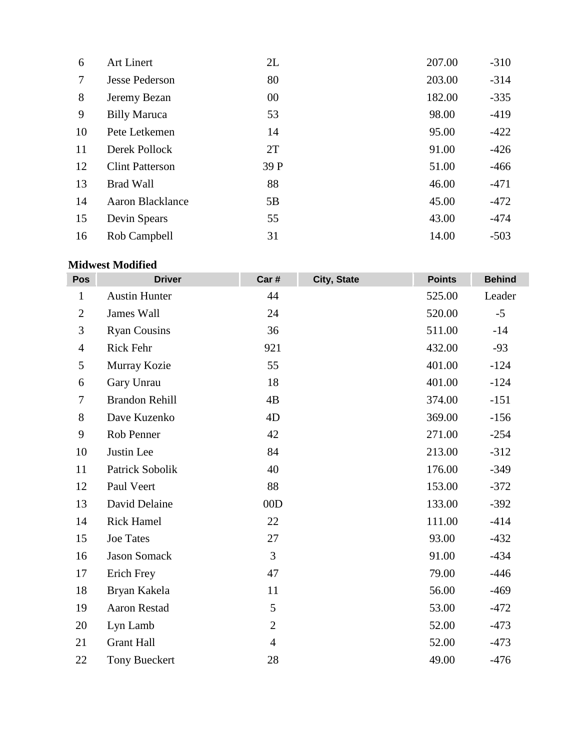| Pos | Driver | Car # | City, State | Points | Behind |
|---|---|---|---|---|---|
| 6 | Art Linert | 2L | | 207.00 | -310 |
| 7 | Jesse Pederson | 80 | | 203.00 | -314 |
| 8 | Jeremy Bezan | 00 | | 182.00 | -335 |
| 9 | Billy Maruca | 53 | | 98.00 | -419 |
| 10 | Pete Letkemen | 14 | | 95.00 | -422 |
| 11 | Derek Pollock | 2T | | 91.00 | -426 |
| 12 | Clint Patterson | 39 P | | 51.00 | -466 |
| 13 | Brad Wall | 88 | | 46.00 | -471 |
| 14 | Aaron Blacklance | 5B | | 45.00 | -472 |
| 15 | Devin Spears | 55 | | 43.00 | -474 |
| 16 | Rob Campbell | 31 | | 14.00 | -503 |

**Midwest Modified**

| Pos | Driver | Car # | City, State | Points | Behind |
|---|---|---|---|---|---|
| 1 | Austin Hunter | 44 | | 525.00 | Leader |
| 2 | James Wall | 24 | | 520.00 | -5 |
| 3 | Ryan Cousins | 36 | | 511.00 | -14 |
| 4 | Rick Fehr | 921 | | 432.00 | -93 |
| 5 | Murray Kozie | 55 | | 401.00 | -124 |
| 6 | Gary Unrau | 18 | | 401.00 | -124 |
| 7 | Brandon Rehill | 4B | | 374.00 | -151 |
| 8 | Dave Kuzenko | 4D | | 369.00 | -156 |
| 9 | Rob Penner | 42 | | 271.00 | -254 |
| 10 | Justin Lee | 84 | | 213.00 | -312 |
| 11 | Patrick Sobolik | 40 | | 176.00 | -349 |
| 12 | Paul Veert | 88 | | 153.00 | -372 |
| 13 | David Delaine | 00D | | 133.00 | -392 |
| 14 | Rick Hamel | 22 | | 111.00 | -414 |
| 15 | Joe Tates | 27 | | 93.00 | -432 |
| 16 | Jason Somack | 3 | | 91.00 | -434 |
| 17 | Erich Frey | 47 | | 79.00 | -446 |
| 18 | Bryan Kakela | 11 | | 56.00 | -469 |
| 19 | Aaron Restad | 5 | | 53.00 | -472 |
| 20 | Lyn Lamb | 2 | | 52.00 | -473 |
| 21 | Grant Hall | 4 | | 52.00 | -473 |
| 22 | Tony Bueckert | 28 | | 49.00 | -476 |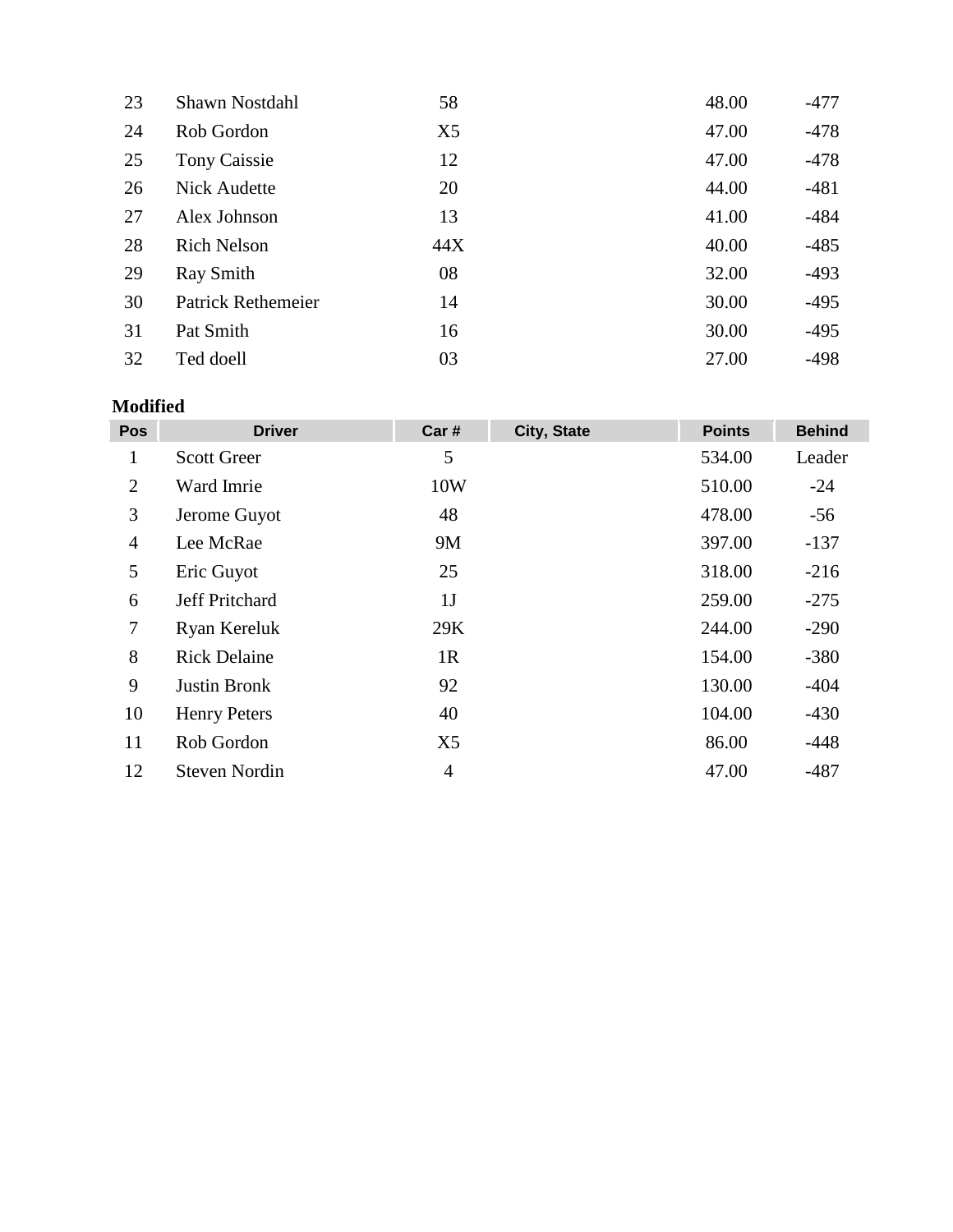| | | | | | |
|---|---|---|---|---|---|
| 23 | Shawn Nostdahl | 58 | | 48.00 | -477 |
| 24 | Rob Gordon | X5 | | 47.00 | -478 |
| 25 | Tony Caissie | 12 | | 47.00 | -478 |
| 26 | Nick Audette | 20 | | 44.00 | -481 |
| 27 | Alex Johnson | 13 | | 41.00 | -484 |
| 28 | Rich Nelson | 44X | | 40.00 | -485 |
| 29 | Ray Smith | 08 | | 32.00 | -493 |
| 30 | Patrick Rethemeier | 14 | | 30.00 | -495 |
| 31 | Pat Smith | 16 | | 30.00 | -495 |
| 32 | Ted doell | 03 | | 27.00 | -498 |

**Modified**

| Pos | Driver | Car # | City, State | Points | Behind |
|---|---|---|---|---|---|
| 1 | Scott Greer | 5 | | 534.00 | Leader |
| 2 | Ward Imrie | 10W | | 510.00 | -24 |
| 3 | Jerome Guyot | 48 | | 478.00 | -56 |
| 4 | Lee McRae | 9M | | 397.00 | -137 |
| 5 | Eric Guyot | 25 | | 318.00 | -216 |
| 6 | Jeff Pritchard | 1J | | 259.00 | -275 |
| 7 | Ryan Kereluk | 29K | | 244.00 | -290 |
| 8 | Rick Delaine | 1R | | 154.00 | -380 |
| 9 | Justin Bronk | 92 | | 130.00 | -404 |
| 10 | Henry Peters | 40 | | 104.00 | -430 |
| 11 | Rob Gordon | X5 | | 86.00 | -448 |
| 12 | Steven Nordin | 4 | | 47.00 | -487 |